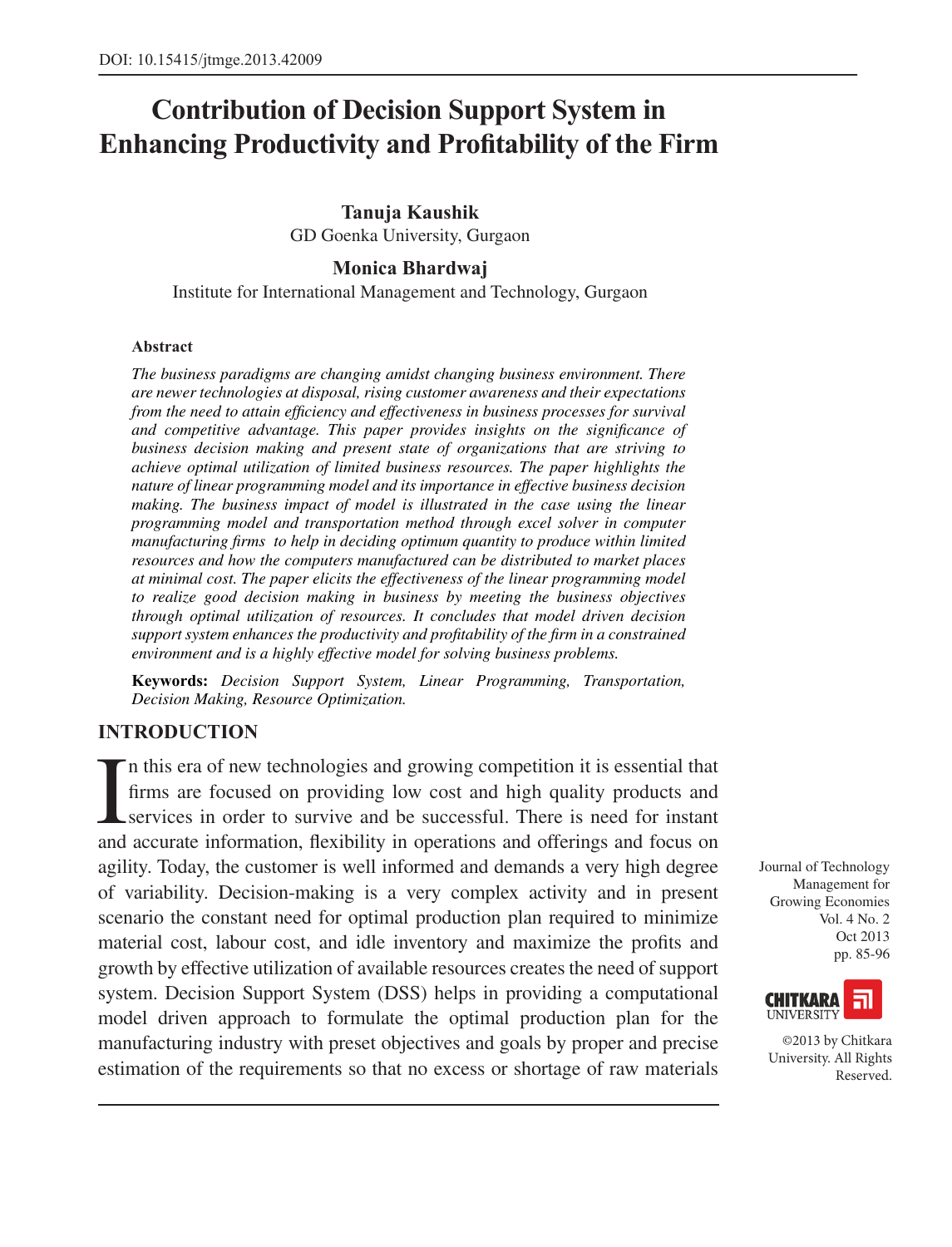DOI: 10.15415/jtmge.2013.42009

# Contribution of Decision Support System in Enhancing Productivity and Profitability of the Firm

**Tanuja Kaushik**
GD Goenka University, Gurgaon

**Monica Bhardwaj**
Institute for International Management and Technology, Gurgaon

**Abstract**

*The business paradigms are changing amidst changing business environment. There are newer technologies at disposal, rising customer awareness and their expectations from the need to attain efficiency and effectiveness in business processes for survival and competitive advantage. This paper provides insights on the significance of business decision making and present state of organizations that are striving to achieve optimal utilization of limited business resources. The paper highlights the nature of linear programming model and its importance in effective business decision making. The business impact of model is illustrated in the case using the linear programming model and transportation method through excel solver in computer manufacturing firms to help in deciding optimum quantity to produce within limited resources and how the computers manufactured can be distributed to market places at minimal cost. The paper elicits the effectiveness of the linear programming model to realize good decision making in business by meeting the business objectives through optimal utilization of resources. It concludes that model driven decision support system enhances the productivity and profitability of the firm in a constrained environment and is a highly effective model for solving business problems.*

**Keywords:** *Decision Support System, Linear Programming, Transportation, Decision Making, Resource Optimization.*

## INTRODUCTION

In this era of new technologies and growing competition it is essential that firms are focused on providing low cost and high quality products and services in order to survive and be successful. There is need for instant and accurate information, flexibility in operations and offerings and focus on agility. Today, the customer is well informed and demands a very high degree of variability. Decision-making is a very complex activity and in present scenario the constant need for optimal production plan required to minimize material cost, labour cost, and idle inventory and maximize the profits and growth by effective utilization of available resources creates the need of support system. Decision Support System (DSS) helps in providing a computational model driven approach to formulate the optimal production plan for the manufacturing industry with preset objectives and goals by proper and precise estimation of the requirements so that no excess or shortage of raw materials

©2013 by Chitkara University. All Rights Reserved.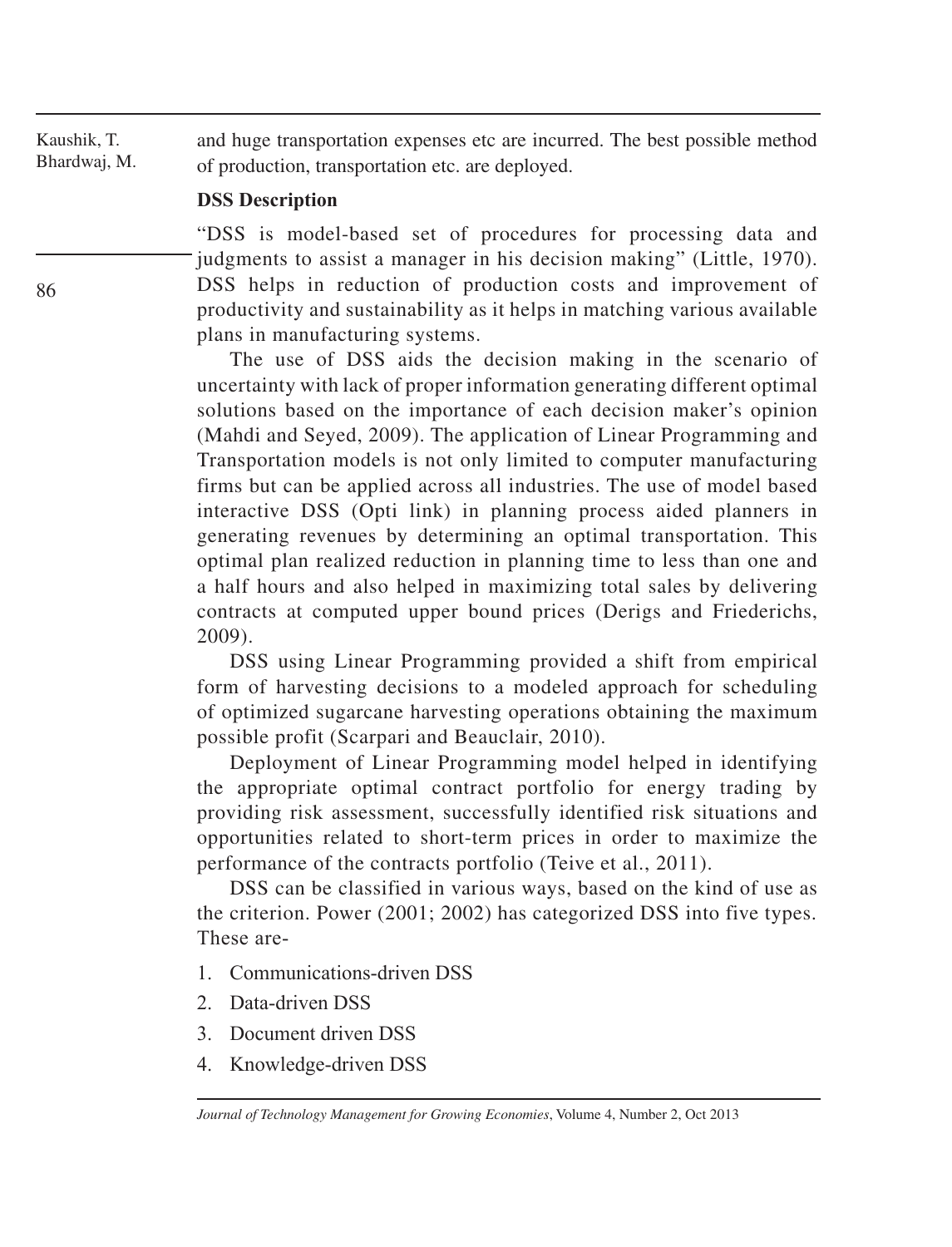and huge transportation expenses etc are incurred. The best possible method of production, transportation etc. are deployed.

### DSS Description

"DSS is model-based set of procedures for processing data and judgments to assist a manager in his decision making" (Little, 1970). DSS helps in reduction of production costs and improvement of productivity and sustainability as it helps in matching various available plans in manufacturing systems.

The use of DSS aids the decision making in the scenario of uncertainty with lack of proper information generating different optimal solutions based on the importance of each decision maker's opinion (Mahdi and Seyed, 2009). The application of Linear Programming and Transportation models is not only limited to computer manufacturing firms but can be applied across all industries. The use of model based interactive DSS (Opti link) in planning process aided planners in generating revenues by determining an optimal transportation. This optimal plan realized reduction in planning time to less than one and a half hours and also helped in maximizing total sales by delivering contracts at computed upper bound prices (Derigs and Friederichs, 2009).

DSS using Linear Programming provided a shift from empirical form of harvesting decisions to a modeled approach for scheduling of optimized sugarcane harvesting operations obtaining the maximum possible profit (Scarpari and Beauclair, 2010).

Deployment of Linear Programming model helped in identifying the appropriate optimal contract portfolio for energy trading by providing risk assessment, successfully identified risk situations and opportunities related to short-term prices in order to maximize the performance of the contracts portfolio (Teive et al., 2011).

DSS can be classified in various ways, based on the kind of use as the criterion. Power (2001; 2002) has categorized DSS into five types. These are-

1. Communications-driven DSS
2. Data-driven DSS
3. Document driven DSS
4. Knowledge-driven DSS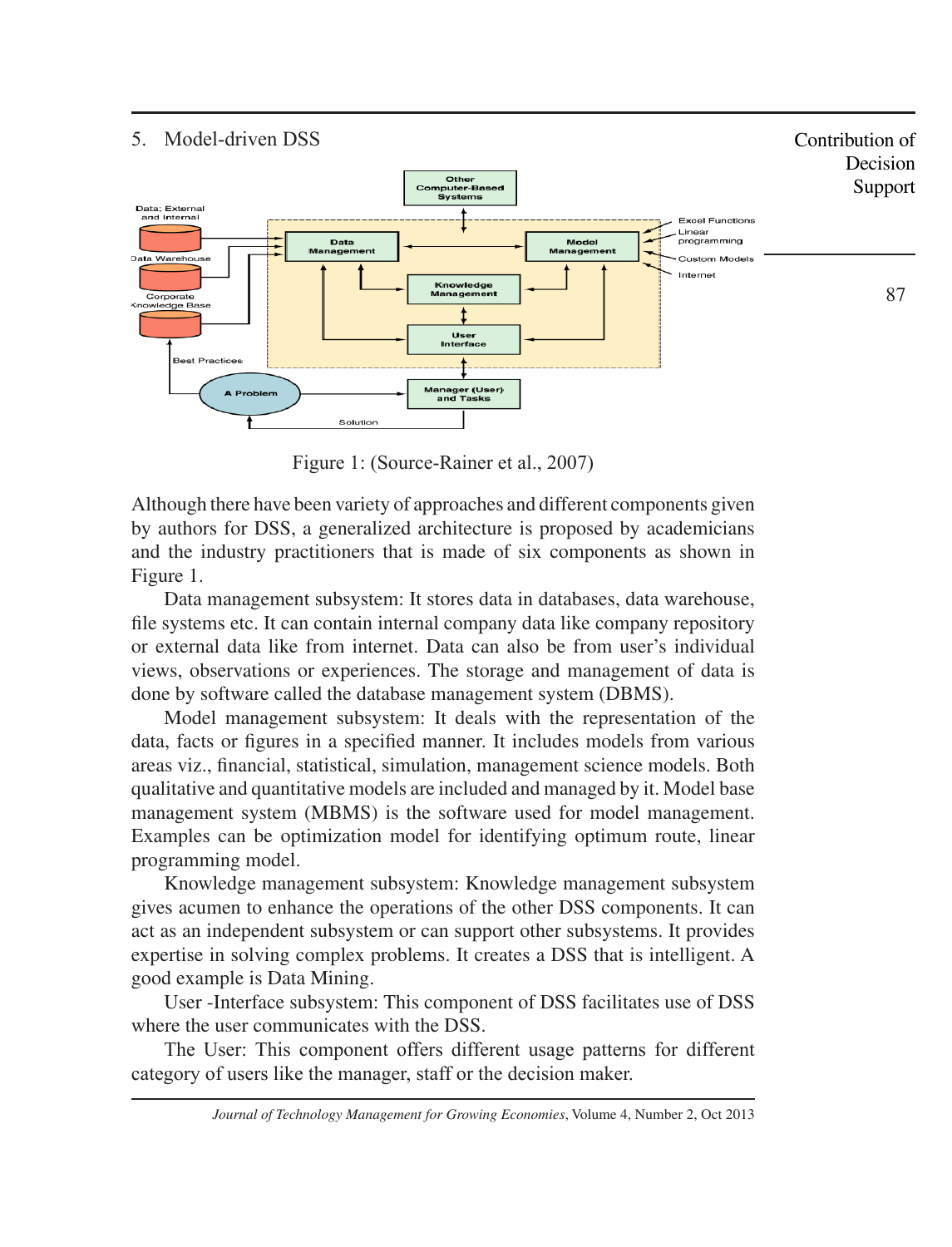5. Model-driven DSS

Figure 1: (Source-Rainer et al., 2007)

Although there have been variety of approaches and different components given by authors for DSS, a generalized architecture is proposed by academicians and the industry practitioners that is made of six components as shown in Figure 1.

Data management subsystem: It stores data in databases, data warehouse, file systems etc. It can contain internal company data like company repository or external data like from internet. Data can also be from user's individual views, observations or experiences. The storage and management of data is done by software called the database management system (DBMS).

Model management subsystem: It deals with the representation of the data, facts or figures in a specified manner. It includes models from various areas viz., financial, statistical, simulation, management science models. Both qualitative and quantitative models are included and managed by it. Model base management system (MBMS) is the software used for model management. Examples can be optimization model for identifying optimum route, linear programming model.

Knowledge management subsystem: Knowledge management subsystem gives acumen to enhance the operations of the other DSS components. It can act as an independent subsystem or can support other subsystems. It provides expertise in solving complex problems. It creates a DSS that is intelligent. A good example is Data Mining.

User -Interface subsystem: This component of DSS facilitates use of DSS where the user communicates with the DSS.

The User: This component offers different usage patterns for different category of users like the manager, staff or the decision maker.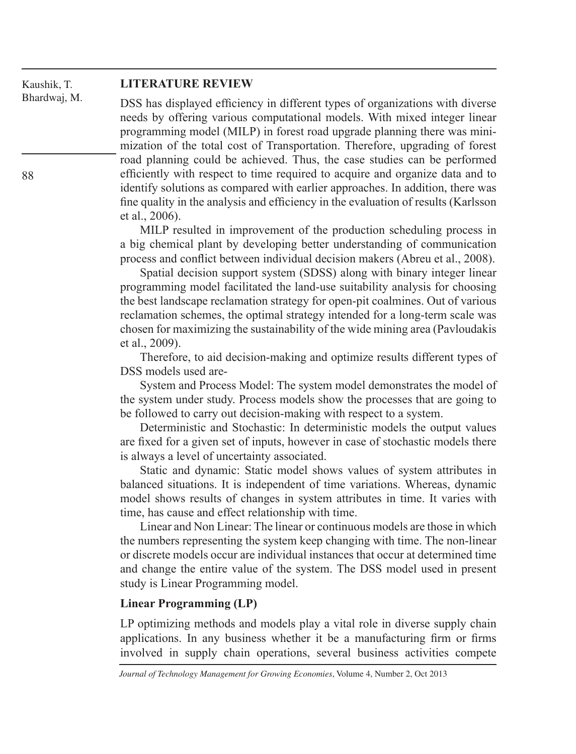## LITERATURE REVIEW

DSS has displayed efficiency in different types of organizations with diverse needs by offering various computational models. With mixed integer linear programming model (MILP) in forest road upgrade planning there was minimization of the total cost of Transportation. Therefore, upgrading of forest road planning could be achieved. Thus, the case studies can be performed efficiently with respect to time required to acquire and organize data and to identify solutions as compared with earlier approaches. In addition, there was fine quality in the analysis and efficiency in the evaluation of results (Karlsson et al., 2006).

MILP resulted in improvement of the production scheduling process in a big chemical plant by developing better understanding of communication process and conflict between individual decision makers (Abreu et al., 2008).

Spatial decision support system (SDSS) along with binary integer linear programming model facilitated the land-use suitability analysis for choosing the best landscape reclamation strategy for open-pit coalmines. Out of various reclamation schemes, the optimal strategy intended for a long-term scale was chosen for maximizing the sustainability of the wide mining area (Pavloudakis et al., 2009).

Therefore, to aid decision-making and optimize results different types of DSS models used are-

System and Process Model: The system model demonstrates the model of the system under study. Process models show the processes that are going to be followed to carry out decision-making with respect to a system.

Deterministic and Stochastic: In deterministic models the output values are fixed for a given set of inputs, however in case of stochastic models there is always a level of uncertainty associated.

Static and dynamic: Static model shows values of system attributes in balanced situations. It is independent of time variations. Whereas, dynamic model shows results of changes in system attributes in time. It varies with time, has cause and effect relationship with time.

Linear and Non Linear: The linear or continuous models are those in which the numbers representing the system keep changing with time. The non-linear or discrete models occur are individual instances that occur at determined time and change the entire value of the system. The DSS model used in present study is Linear Programming model.

### Linear Programming (LP)

LP optimizing methods and models play a vital role in diverse supply chain applications. In any business whether it be a manufacturing firm or firms involved in supply chain operations, several business activities compete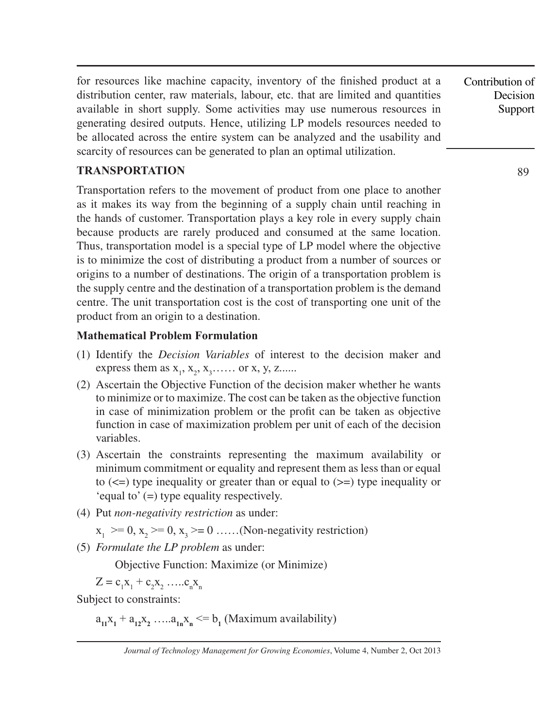for resources like machine capacity, inventory of the finished product at a distribution center, raw materials, labour, etc. that are limited and quantities available in short supply. Some activities may use numerous resources in generating desired outputs. Hence, utilizing LP models resources needed to be allocated across the entire system can be analyzed and the usability and scarcity of resources can be generated to plan an optimal utilization.

## TRANSPORTATION

Transportation refers to the movement of product from one place to another as it makes its way from the beginning of a supply chain until reaching in the hands of customer. Transportation plays a key role in every supply chain because products are rarely produced and consumed at the same location. Thus, transportation model is a special type of LP model where the objective is to minimize the cost of distributing a product from a number of sources or origins to a number of destinations. The origin of a transportation problem is the supply centre and the destination of a transportation problem is the demand centre. The unit transportation cost is the cost of transporting one unit of the product from an origin to a destination.

### Mathematical Problem Formulation

(1) Identify the *Decision Variables* of interest to the decision maker and express them as $x_1, x_2, x_3$…… or x, y, z......

(2) Ascertain the Objective Function of the decision maker whether he wants to minimize or to maximize. The cost can be taken as the objective function in case of minimization problem or the profit can be taken as objective function in case of maximization problem per unit of each of the decision variables.

(3) Ascertain the constraints representing the maximum availability or minimum commitment or equality and represent them as less than or equal to (<=) type inequality or greater than or equal to (>=) type inequality or 'equal to' (=) type equality respectively.

(4) Put *non-negativity restriction* as under:

$x_1 >= 0, x_2 >= 0, x_3 >= 0$ ……(Non-negativity restriction)

(5) *Formulate the LP problem* as under:

Objective Function: Maximize (or Minimize)

$Z = c_1x_1 + c_2x_2 \ldots\ldots c_nx_n$

Subject to constraints:

$a_{11}x_1 + a_{12}x_2 \ldots\ldots a_{1n}x_n <= b_1$ (Maximum availability)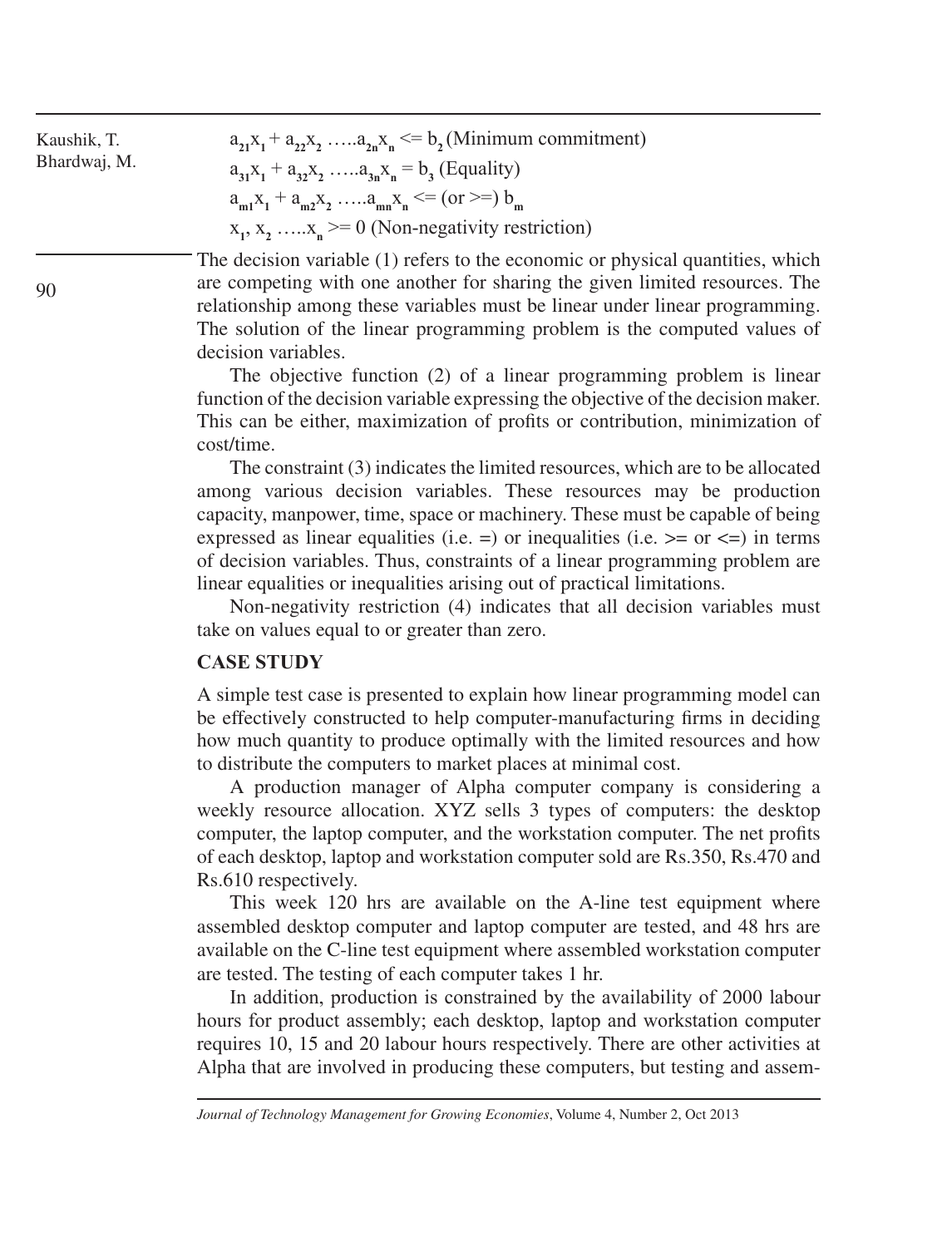$a_{21}x_1 + a_{22}x_2 \ldots.. a_{2n}x_n <= b_2$ (Minimum commitment)

$a_{31}x_1 + a_{32}x_2 \ldots.. a_{3n}x_n = b_3$ (Equality)

$a_{m1}x_1 + a_{m2}x_2 \ldots.. a_{mn}x_n <= (\text{or} >=) b_m$

$x_1, x_2 \ldots.. x_n >= 0$ (Non-negativity restriction)

The decision variable (1) refers to the economic or physical quantities, which are competing with one another for sharing the given limited resources. The relationship among these variables must be linear under linear programming. The solution of the linear programming problem is the computed values of decision variables.

The objective function (2) of a linear programming problem is linear function of the decision variable expressing the objective of the decision maker. This can be either, maximization of profits or contribution, minimization of cost/time.

The constraint (3) indicates the limited resources, which are to be allocated among various decision variables. These resources may be production capacity, manpower, time, space or machinery. These must be capable of being expressed as linear equalities (i.e. =) or inequalities (i.e. >= or <=) in terms of decision variables. Thus, constraints of a linear programming problem are linear equalities or inequalities arising out of practical limitations.

Non-negativity restriction (4) indicates that all decision variables must take on values equal to or greater than zero.

## CASE STUDY

A simple test case is presented to explain how linear programming model can be effectively constructed to help computer-manufacturing firms in deciding how much quantity to produce optimally with the limited resources and how to distribute the computers to market places at minimal cost.

A production manager of Alpha computer company is considering a weekly resource allocation. XYZ sells 3 types of computers: the desktop computer, the laptop computer, and the workstation computer. The net profits of each desktop, laptop and workstation computer sold are Rs.350, Rs.470 and Rs.610 respectively.

This week 120 hrs are available on the A-line test equipment where assembled desktop computer and laptop computer are tested, and 48 hrs are available on the C-line test equipment where assembled workstation computer are tested. The testing of each computer takes 1 hr.

In addition, production is constrained by the availability of 2000 labour hours for product assembly; each desktop, laptop and workstation computer requires 10, 15 and 20 labour hours respectively. There are other activities at Alpha that are involved in producing these computers, but testing and assem-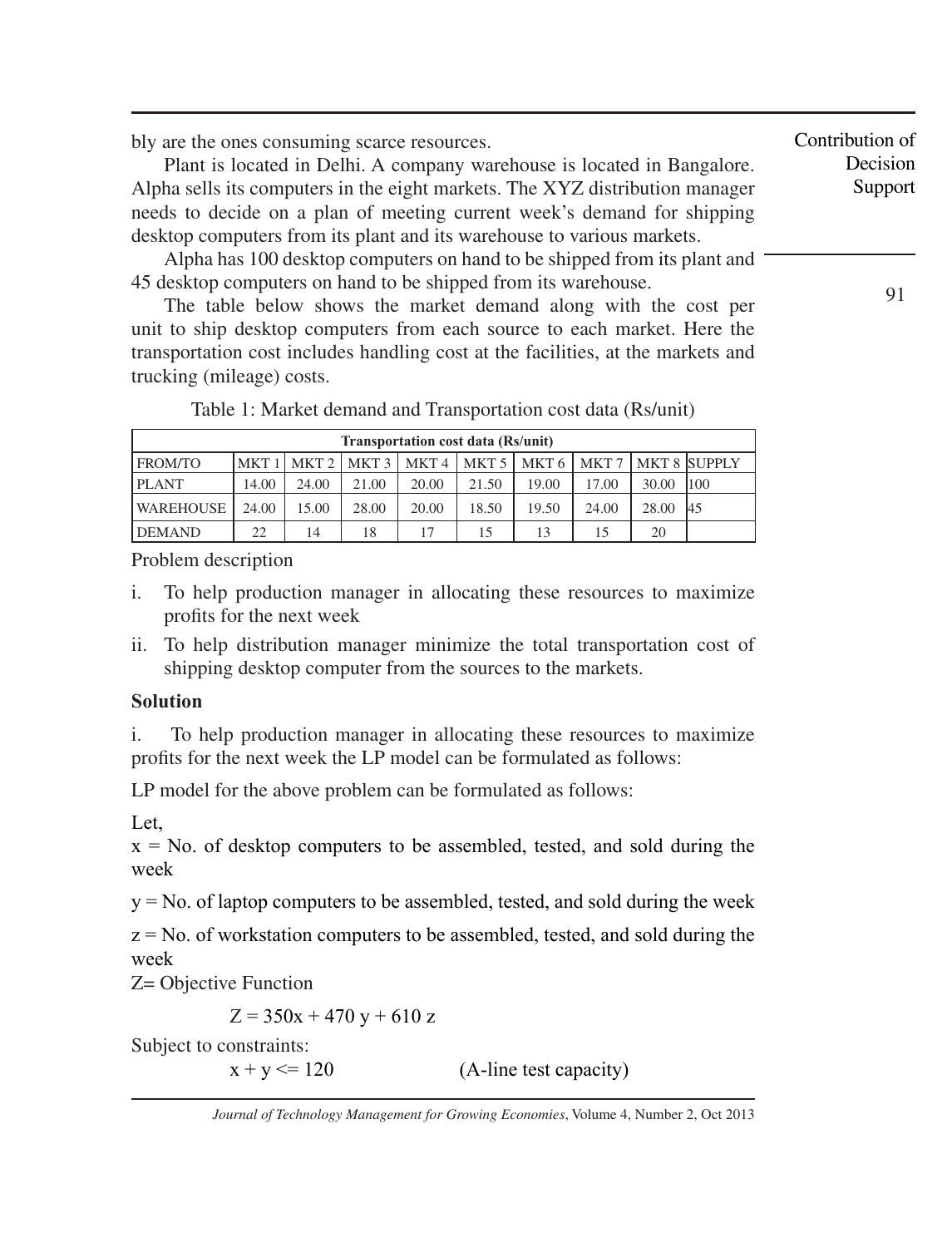bly are the ones consuming scarce resources.

Plant is located in Delhi. A company warehouse is located in Bangalore. Alpha sells its computers in the eight markets. The XYZ distribution manager needs to decide on a plan of meeting current week's demand for shipping desktop computers from its plant and its warehouse to various markets.

Alpha has 100 desktop computers on hand to be shipped from its plant and 45 desktop computers on hand to be shipped from its warehouse.

The table below shows the market demand along with the cost per unit to ship desktop computers from each source to each market. Here the transportation cost includes handling cost at the facilities, at the markets and trucking (mileage) costs.

Table 1: Market demand and Transportation cost data (Rs/unit)

| Transportation cost data (Rs/unit) | | | | | | | | | |
|---|---|---|---|---|---|---|---|---|---|
| FROM/TO | MKT 1 | MKT 2 | MKT 3 | MKT 4 | MKT 5 | MKT 6 | MKT 7 | MKT 8 | SUPPLY |
| PLANT | 14.00 | 24.00 | 21.00 | 20.00 | 21.50 | 19.00 | 17.00 | 30.00 | 100 |
| WAREHOUSE | 24.00 | 15.00 | 28.00 | 20.00 | 18.50 | 19.50 | 24.00 | 28.00 | 45 |
| DEMAND | 22 | 14 | 18 | 17 | 15 | 13 | 15 | 20 | |

Problem description

i. To help production manager in allocating these resources to maximize profits for the next week

ii. To help distribution manager minimize the total transportation cost of shipping desktop computer from the sources to the markets.

**Solution**

i. To help production manager in allocating these resources to maximize profits for the next week the LP model can be formulated as follows:

LP model for the above problem can be formulated as follows:

Let,

x = No. of desktop computers to be assembled, tested, and sold during the week

y = No. of laptop computers to be assembled, tested, and sold during the week

z = No. of workstation computers to be assembled, tested, and sold during the week

Z= Objective Function

$$Z = 350x + 470y + 610z$$

Subject to constraints:

$x + y <= 120$ (A-line test capacity)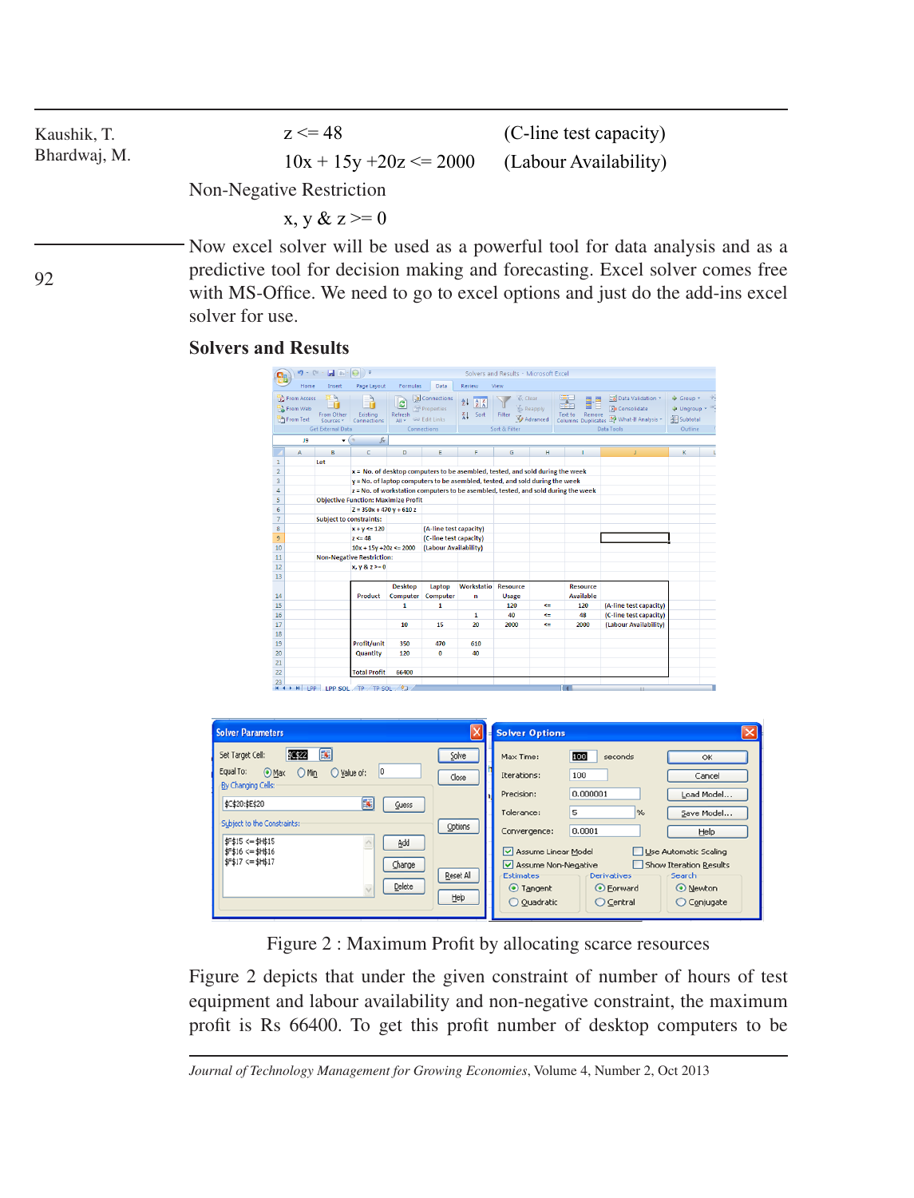$z <= 48$ (C-line test capacity)

$10x + 15y + 20z <= 2000$ (Labour Availability)

Non-Negative Restriction

$x, y \ \& \ z >= 0$

Now excel solver will be used as a powerful tool for data analysis and as a predictive tool for decision making and forecasting. Excel solver comes free with MS-Office. We need to go to excel options and just do the add-ins excel solver for use.

### Solvers and Results

Figure 2 : Maximum Profit by allocating scarce resources

Figure 2 depicts that under the given constraint of number of hours of test equipment and labour availability and non-negative constraint, the maximum profit is Rs 66400. To get this profit number of desktop computers to be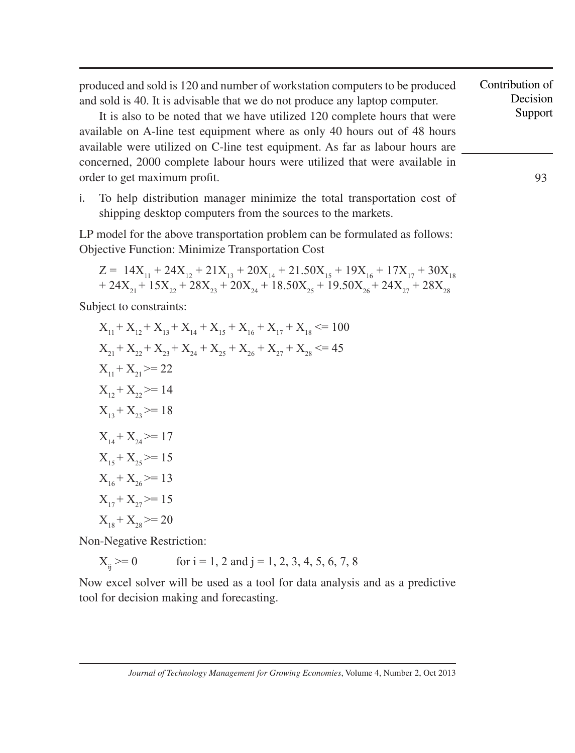produced and sold is 120 and number of workstation computers to be produced and sold is 40. It is advisable that we do not produce any laptop computer.

It is also to be noted that we have utilized 120 complete hours that were available on A-line test equipment where as only 40 hours out of 48 hours available were utilized on C-line test equipment. As far as labour hours are concerned, 2000 complete labour hours were utilized that were available in order to get maximum profit.

i. To help distribution manager minimize the total transportation cost of shipping desktop computers from the sources to the markets.

LP model for the above transportation problem can be formulated as follows:
Objective Function: Minimize Transportation Cost

$$Z = 14X_{11} + 24X_{12} + 21X_{13} + 20X_{14} + 21.50X_{15} + 19X_{16} + 17X_{17} + 30X_{18} + 24X_{21} + 15X_{22} + 28X_{23} + 20X_{24} + 18.50X_{25} + 19.50X_{26} + 24X_{27} + 28X_{28}$$

Subject to constraints:

$$X_{11} + X_{12} + X_{13} + X_{14} + X_{15} + X_{16} + X_{17} + X_{18} <= 100$$

$$X_{21} + X_{22} + X_{23} + X_{24} + X_{25} + X_{26} + X_{27} + X_{28} <= 45$$

$$X_{11} + X_{21} >= 22$$

$$X_{12} + X_{22} >= 14$$

$$X_{13} + X_{23} >= 18$$

$$X_{14} + X_{24} >= 17$$

$$X_{15} + X_{25} >= 15$$

$$X_{16} + X_{26} >= 13$$

$$X_{17} + X_{27} >= 15$$

$$X_{18} + X_{28} >= 20$$

Non-Negative Restriction:

$X_{ij} >= 0$ for i = 1, 2 and j = 1, 2, 3, 4, 5, 6, 7, 8

Now excel solver will be used as a tool for data analysis and as a predictive tool for decision making and forecasting.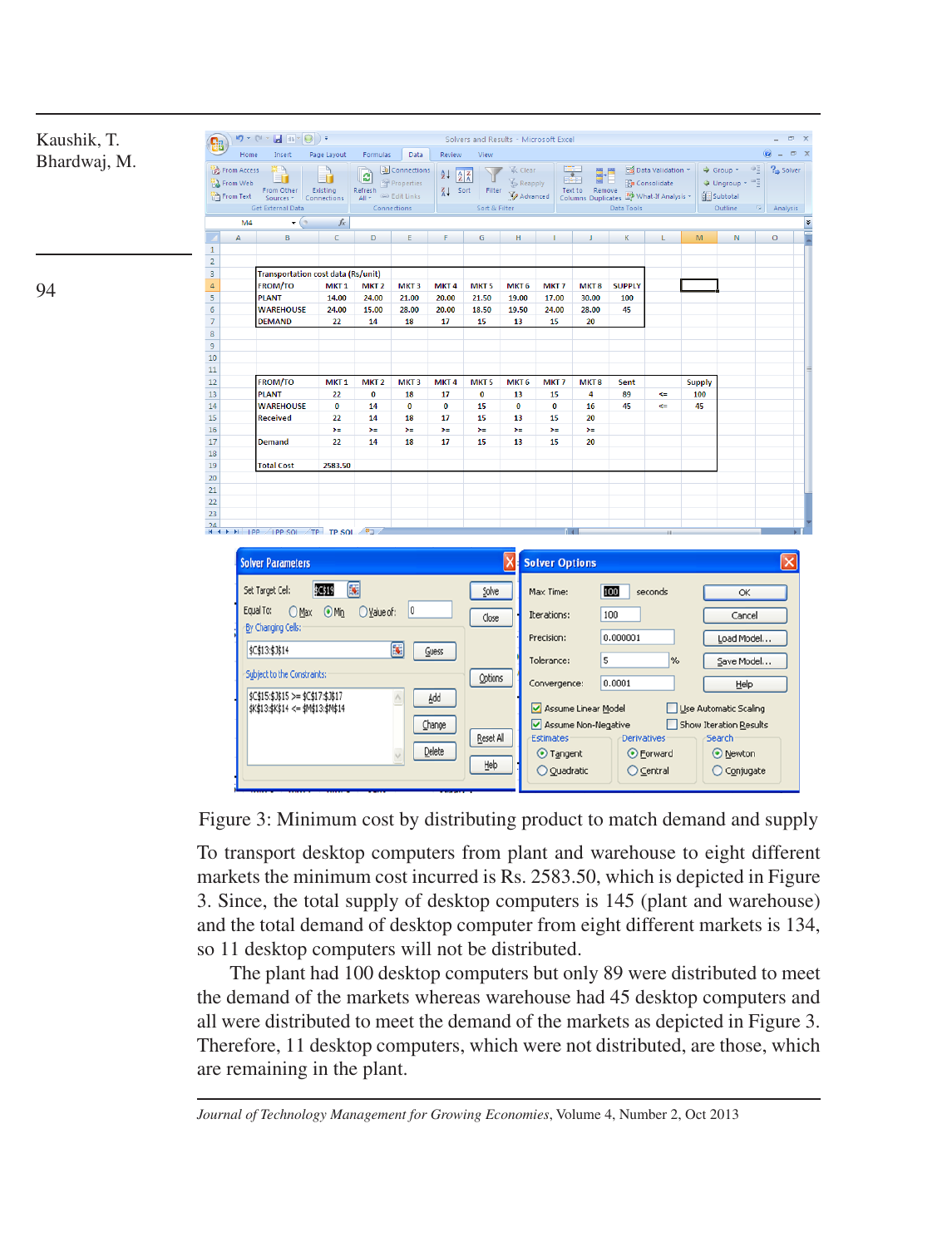Transportation cost data (Rs/unit)

| FROM/TO | MKT 1 | MKT 2 | MKT 3 | MKT 4 | MKT 5 | MKT 6 | MKT 7 | MKT 8 | SUPPLY |
|---|---|---|---|---|---|---|---|---|---|
| PLANT | 14.00 | 24.00 | 21.00 | 20.00 | 21.50 | 19.00 | 17.00 | 30.00 | 100 |
| WAREHOUSE | 24.00 | 15.00 | 28.00 | 20.00 | 18.50 | 19.50 | 24.00 | 28.00 | 45 |
| DEMAND | 22 | 14 | 18 | 17 | 15 | 13 | 15 | 20 | |

| FROM/TO | MKT 1 | MKT 2 | MKT 3 | MKT 4 | MKT 5 | MKT 6 | MKT 7 | MKT 8 | Sent | | Supply |
|---|---|---|---|---|---|---|---|---|---|---|---|
| PLANT | 22 | 0 | 18 | 17 | 0 | 13 | 15 | 4 | 89 | <= | 100 |
| WAREHOUSE | 0 | 14 | 0 | 0 | 15 | 0 | 0 | 16 | 45 | <= | 45 |
| Received | 22 | 14 | 18 | 17 | 15 | 13 | 15 | 20 | | | |
| | >= | >= | >= | >= | >= | >= | >= | >= | | | |
| Demand | 22 | 14 | 18 | 17 | 15 | 13 | 15 | 20 | | | |
| Total Cost | 2583.50 | | | | | | | | | | |

Figure 3: Minimum cost by distributing product to match demand and supply

To transport desktop computers from plant and warehouse to eight different markets the minimum cost incurred is Rs. 2583.50, which is depicted in Figure 3. Since, the total supply of desktop computers is 145 (plant and warehouse) and the total demand of desktop computer from eight different markets is 134, so 11 desktop computers will not be distributed.

The plant had 100 desktop computers but only 89 were distributed to meet the demand of the markets whereas warehouse had 45 desktop computers and all were distributed to meet the demand of the markets as depicted in Figure 3. Therefore, 11 desktop computers, which were not distributed, are those, which are remaining in the plant.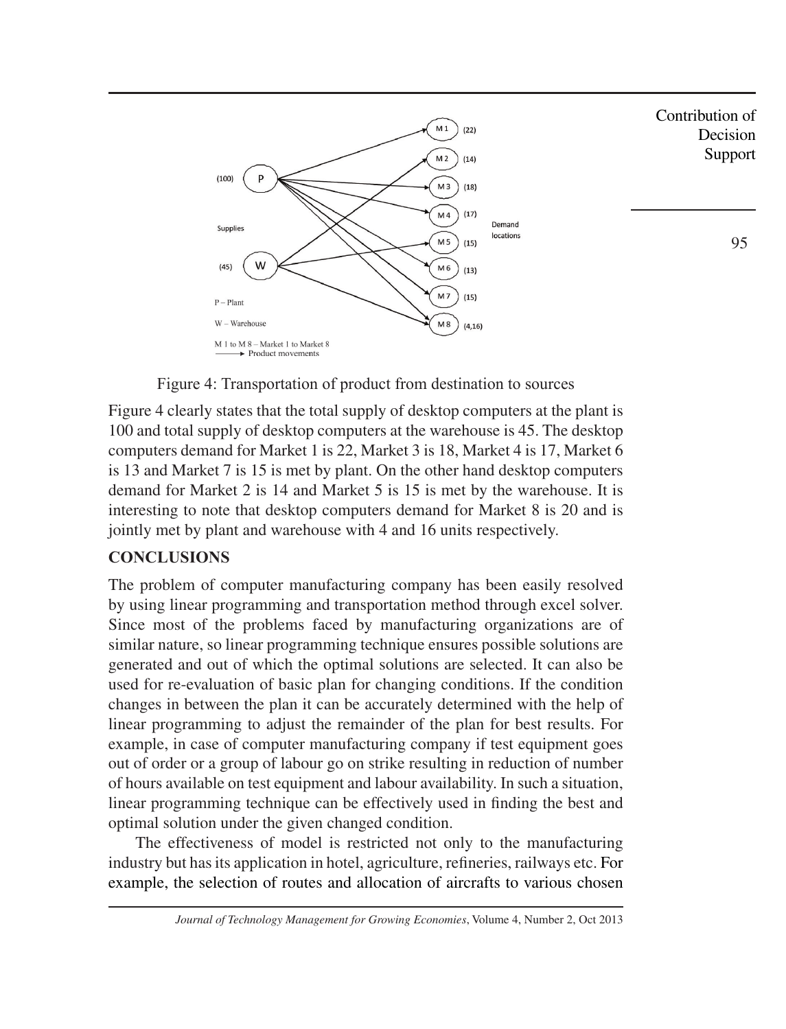Figure 4: Transportation of product from destination to sources

Figure 4 clearly states that the total supply of desktop computers at the plant is 100 and total supply of desktop computers at the warehouse is 45. The desktop computers demand for Market 1 is 22, Market 3 is 18, Market 4 is 17, Market 6 is 13 and Market 7 is 15 is met by plant. On the other hand desktop computers demand for Market 2 is 14 and Market 5 is 15 is met by the warehouse. It is interesting to note that desktop computers demand for Market 8 is 20 and is jointly met by plant and warehouse with 4 and 16 units respectively.

## CONCLUSIONS

The problem of computer manufacturing company has been easily resolved by using linear programming and transportation method through excel solver. Since most of the problems faced by manufacturing organizations are of similar nature, so linear programming technique ensures possible solutions are generated and out of which the optimal solutions are selected. It can also be used for re-evaluation of basic plan for changing conditions. If the condition changes in between the plan it can be accurately determined with the help of linear programming to adjust the remainder of the plan for best results. For example, in case of computer manufacturing company if test equipment goes out of order or a group of labour go on strike resulting in reduction of number of hours available on test equipment and labour availability. In such a situation, linear programming technique can be effectively used in finding the best and optimal solution under the given changed condition.

The effectiveness of model is restricted not only to the manufacturing industry but has its application in hotel, agriculture, refineries, railways etc. For example, the selection of routes and allocation of aircrafts to various chosen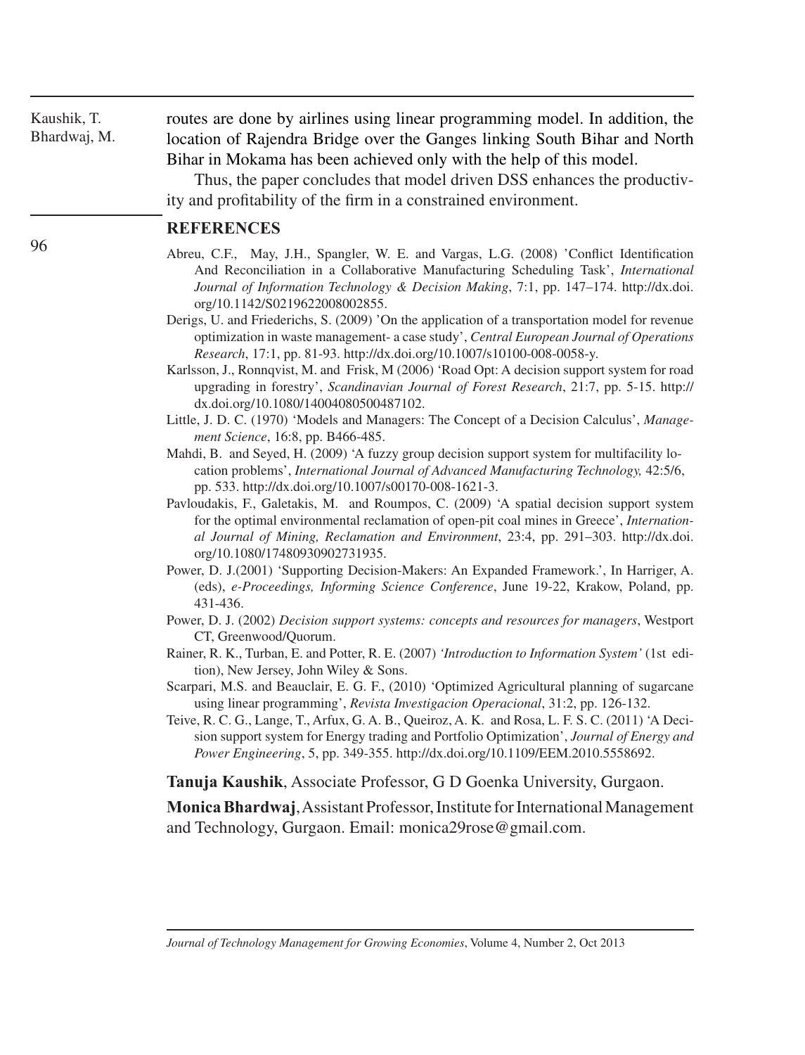routes are done by airlines using linear programming model. In addition, the location of Rajendra Bridge over the Ganges linking South Bihar and North Bihar in Mokama has been achieved only with the help of this model.

Thus, the paper concludes that model driven DSS enhances the productivity and profitability of the firm in a constrained environment.

## REFERENCES

Abreu, C.F., May, J.H., Spangler, W. E. and Vargas, L.G. (2008) 'Conflict Identification And Reconciliation in a Collaborative Manufacturing Scheduling Task', *International Journal of Information Technology & Decision Making*, 7:1, pp. 147–174. http://dx.doi.org/10.1142/S0219622008002855.

Derigs, U. and Friederichs, S. (2009) 'On the application of a transportation model for revenue optimization in waste management- a case study', *Central European Journal of Operations Research*, 17:1, pp. 81-93. http://dx.doi.org/10.1007/s10100-008-0058-y.

Karlsson, J., Ronnqvist, M. and Frisk, M (2006) 'Road Opt: A decision support system for road upgrading in forestry', *Scandinavian Journal of Forest Research*, 21:7, pp. 5-15. http://dx.doi.org/10.1080/14004080500487102.

Little, J. D. C. (1970) 'Models and Managers: The Concept of a Decision Calculus', *Management Science*, 16:8, pp. B466-485.

Mahdi, B. and Seyed, H. (2009) 'A fuzzy group decision support system for multifacility location problems', *International Journal of Advanced Manufacturing Technology,* 42:5/6, pp. 533. http://dx.doi.org/10.1007/s00170-008-1621-3.

Pavloudakis, F., Galetakis, M. and Roumpos, C. (2009) 'A spatial decision support system for the optimal environmental reclamation of open-pit coal mines in Greece', *International Journal of Mining, Reclamation and Environment*, 23:4, pp. 291–303. http://dx.doi.org/10.1080/17480930902731935.

Power, D. J.(2001) 'Supporting Decision-Makers: An Expanded Framework.', In Harriger, A. (eds), *e-Proceedings, Informing Science Conference*, June 19-22, Krakow, Poland, pp. 431-436.

Power, D. J. (2002) *Decision support systems: concepts and resources for managers*, Westport CT, Greenwood/Quorum.

Rainer, R. K., Turban, E. and Potter, R. E. (2007) *'Introduction to Information System'* (1st edition), New Jersey, John Wiley & Sons.

Scarpari, M.S. and Beauclair, E. G. F., (2010) 'Optimized Agricultural planning of sugarcane using linear programming', *Revista Investigacion Operacional*, 31:2, pp. 126-132.

Teive, R. C. G., Lange, T., Arfux, G. A. B., Queiroz, A. K. and Rosa, L. F. S. C. (2011) 'A Decision support system for Energy trading and Portfolio Optimization', *Journal of Energy and Power Engineering*, 5, pp. 349-355. http://dx.doi.org/10.1109/EEM.2010.5558692.

**Tanuja Kaushik**, Associate Professor, G D Goenka University, Gurgaon.

**Monica Bhardwaj**, Assistant Professor, Institute for International Management and Technology, Gurgaon. Email: monica29rose@gmail.com.